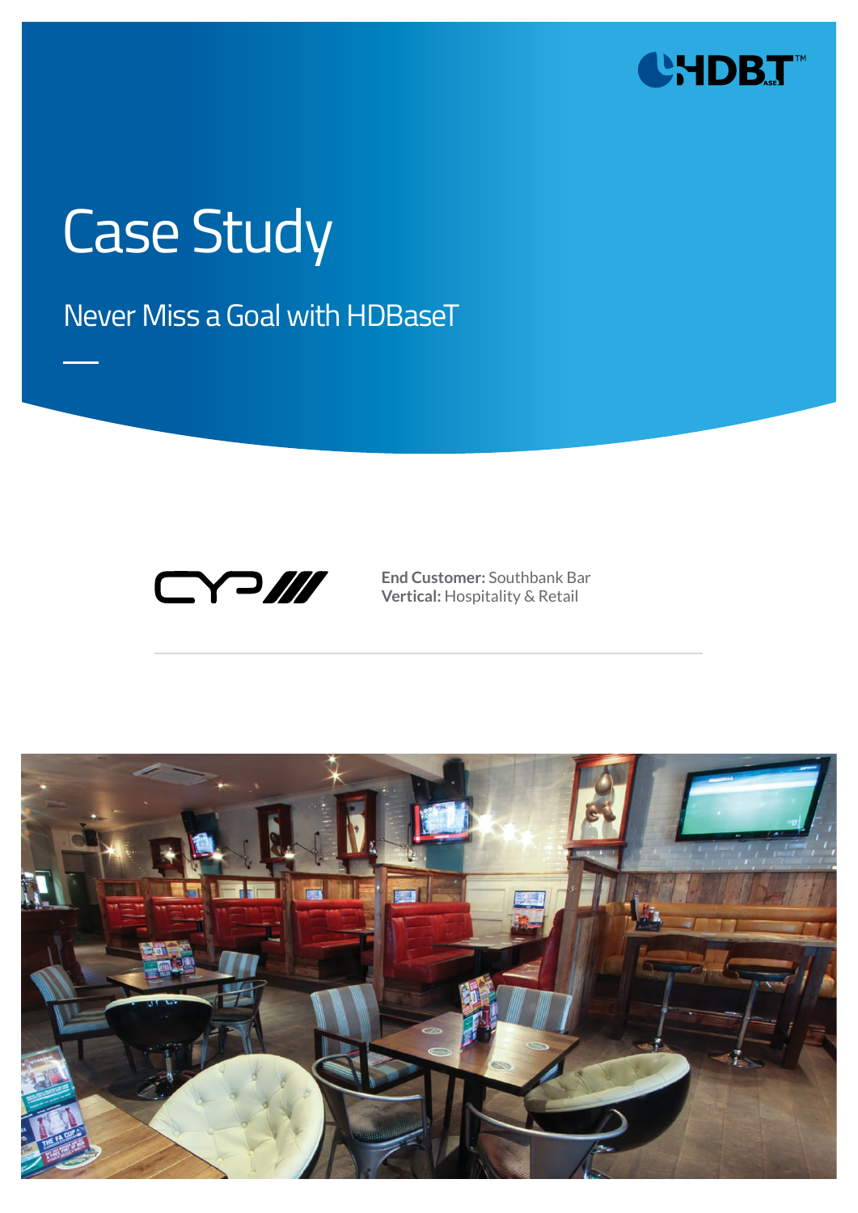# Case Study

## Never Miss a Goal with HDBaseT

**End Customer:** Southbank Bar
**Vertical:** Hospitality & Retail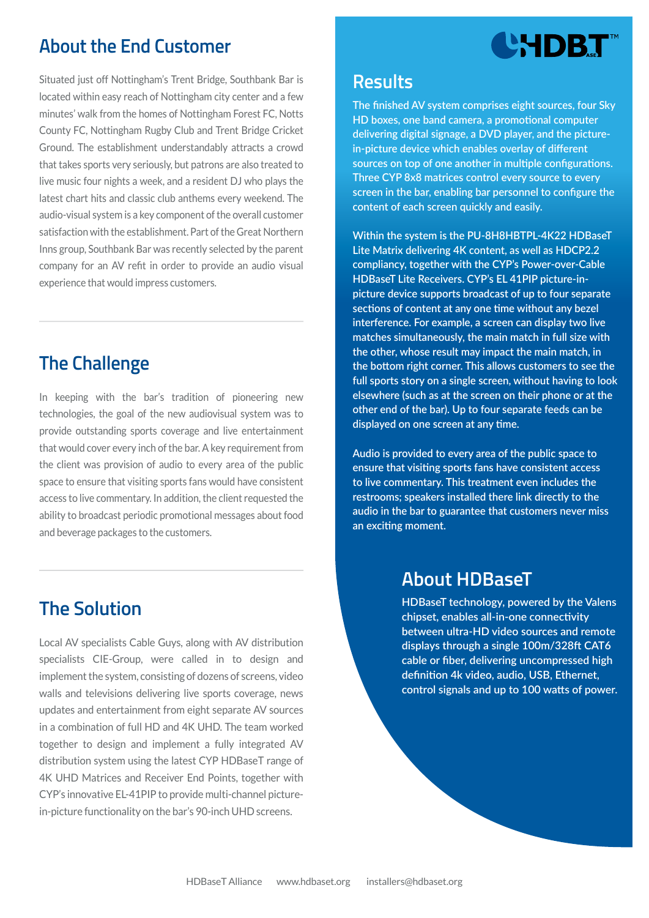## About the End Customer

Situated just off Nottingham's Trent Bridge, Southbank Bar is located within easy reach of Nottingham city center and a few minutes' walk from the homes of Nottingham Forest FC, Notts County FC, Nottingham Rugby Club and Trent Bridge Cricket Ground. The establishment understandably attracts a crowd that takes sports very seriously, but patrons are also treated to live music four nights a week, and a resident DJ who plays the latest chart hits and classic club anthems every weekend. The audio-visual system is a key component of the overall customer satisfaction with the establishment. Part of the Great Northern Inns group, Southbank Bar was recently selected by the parent company for an AV refit in order to provide an audio visual experience that would impress customers.

## The Challenge

In keeping with the bar's tradition of pioneering new technologies, the goal of the new audiovisual system was to provide outstanding sports coverage and live entertainment that would cover every inch of the bar. A key requirement from the client was provision of audio to every area of the public space to ensure that visiting sports fans would have consistent access to live commentary. In addition, the client requested the ability to broadcast periodic promotional messages about food and beverage packages to the customers.

## The Solution

Local AV specialists Cable Guys, along with AV distribution specialists CIE-Group, were called in to design and implement the system, consisting of dozens of screens, video walls and televisions delivering live sports coverage, news updates and entertainment from eight separate AV sources in a combination of full HD and 4K UHD. The team worked together to design and implement a fully integrated AV distribution system using the latest CYP HDBaseT range of 4K UHD Matrices and Receiver End Points, together with CYP's innovative EL-41PIP to provide multi-channel picture-in-picture functionality on the bar's 90-inch UHD screens.

## Results

The finished AV system comprises eight sources, four Sky HD boxes, one band camera, a promotional computer delivering digital signage, a DVD player, and the picture-in-picture device which enables overlay of different sources on top of one another in multiple configurations. Three CYP 8x8 matrices control every source to every screen in the bar, enabling bar personnel to configure the content of each screen quickly and easily.

Within the system is the PU-8H8HBTPL-4K22 HDBaseT Lite Matrix delivering 4K content, as well as HDCP2.2 compliancy, together with the CYP's Power-over-Cable HDBaseT Lite Receivers. CYP's EL 41PIP picture-in-picture device supports broadcast of up to four separate sections of content at any one time without any bezel interference. For example, a screen can display two live matches simultaneously, the main match in full size with the other, whose result may impact the main match, in the bottom right corner. This allows customers to see the full sports story on a single screen, without having to look elsewhere (such as at the screen on their phone or at the other end of the bar). Up to four separate feeds can be displayed on one screen at any time.

Audio is provided to every area of the public space to ensure that visiting sports fans have consistent access to live commentary. This treatment even includes the restrooms; speakers installed there link directly to the audio in the bar to guarantee that customers never miss an exciting moment.

## About HDBaseT

HDBaseT technology, powered by the Valens chipset, enables all-in-one connectivity between ultra-HD video sources and remote displays through a single 100m/328ft CAT6 cable or fiber, delivering uncompressed high definition 4k video, audio, USB, Ethernet, control signals and up to 100 watts of power.

HDBaseT Alliance www.hdbaset.org installers@hdbaset.org